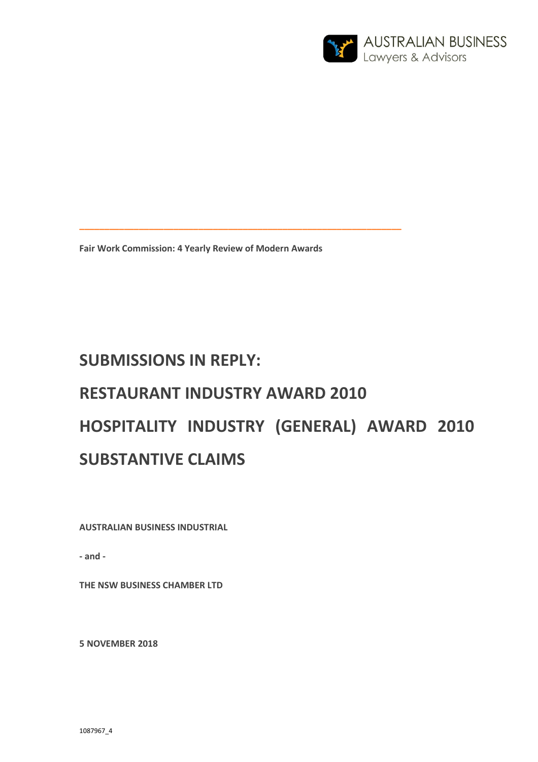AUSTRALIAN BUSINESS
Lawyers & Advisors

---

**Fair Work Commission: 4 Yearly Review of Modern Awards**

# SUBMISSIONS IN REPLY:

# RESTAURANT INDUSTRY AWARD 2010

# HOSPITALITY INDUSTRY (GENERAL) AWARD 2010

# SUBSTANTIVE CLAIMS

**AUSTRALIAN BUSINESS INDUSTRIAL**

**- and -**

**THE NSW BUSINESS CHAMBER LTD**

**5 NOVEMBER 2018**

1087967_4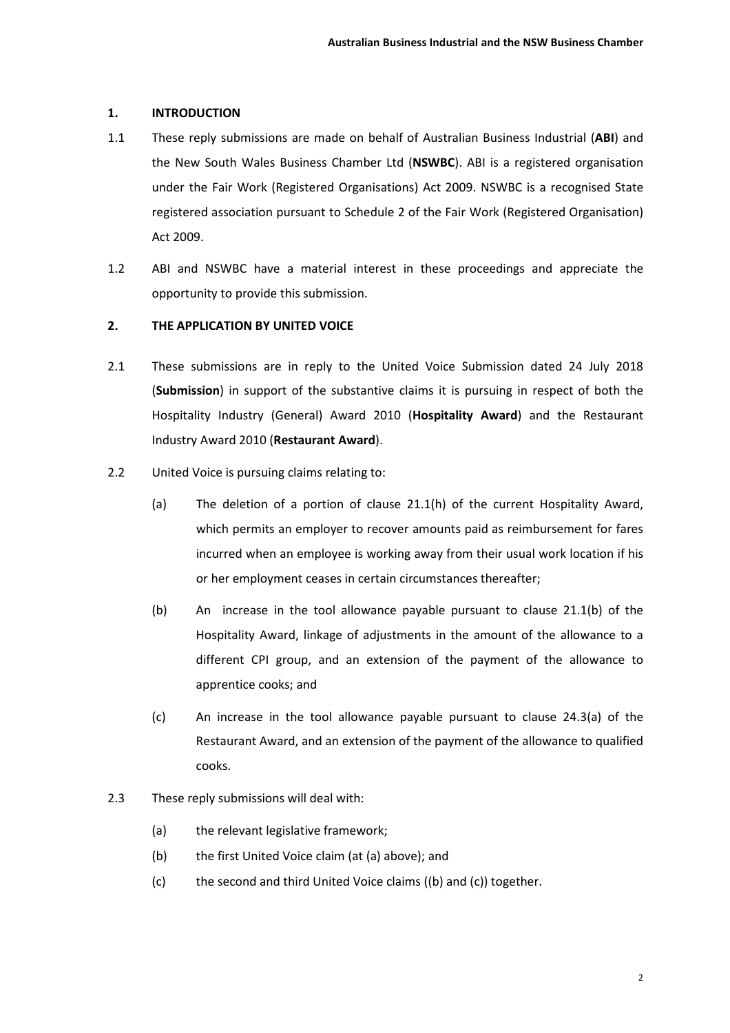## 1. INTRODUCTION

1.1 These reply submissions are made on behalf of Australian Business Industrial (**ABI**) and the New South Wales Business Chamber Ltd (**NSWBC**). ABI is a registered organisation under the Fair Work (Registered Organisations) Act 2009. NSWBC is a recognised State registered association pursuant to Schedule 2 of the Fair Work (Registered Organisation) Act 2009.

1.2 ABI and NSWBC have a material interest in these proceedings and appreciate the opportunity to provide this submission.

## 2. THE APPLICATION BY UNITED VOICE

2.1 These submissions are in reply to the United Voice Submission dated 24 July 2018 (**Submission**) in support of the substantive claims it is pursuing in respect of both the Hospitality Industry (General) Award 2010 (**Hospitality Award**) and the Restaurant Industry Award 2010 (**Restaurant Award**).

2.2 United Voice is pursuing claims relating to:

(a) The deletion of a portion of clause 21.1(h) of the current Hospitality Award, which permits an employer to recover amounts paid as reimbursement for fares incurred when an employee is working away from their usual work location if his or her employment ceases in certain circumstances thereafter;

(b) An increase in the tool allowance payable pursuant to clause 21.1(b) of the Hospitality Award, linkage of adjustments in the amount of the allowance to a different CPI group, and an extension of the payment of the allowance to apprentice cooks; and

(c) An increase in the tool allowance payable pursuant to clause 24.3(a) of the Restaurant Award, and an extension of the payment of the allowance to qualified cooks.

2.3 These reply submissions will deal with:

(a) the relevant legislative framework;

(b) the first United Voice claim (at (a) above); and

(c) the second and third United Voice claims ((b) and (c)) together.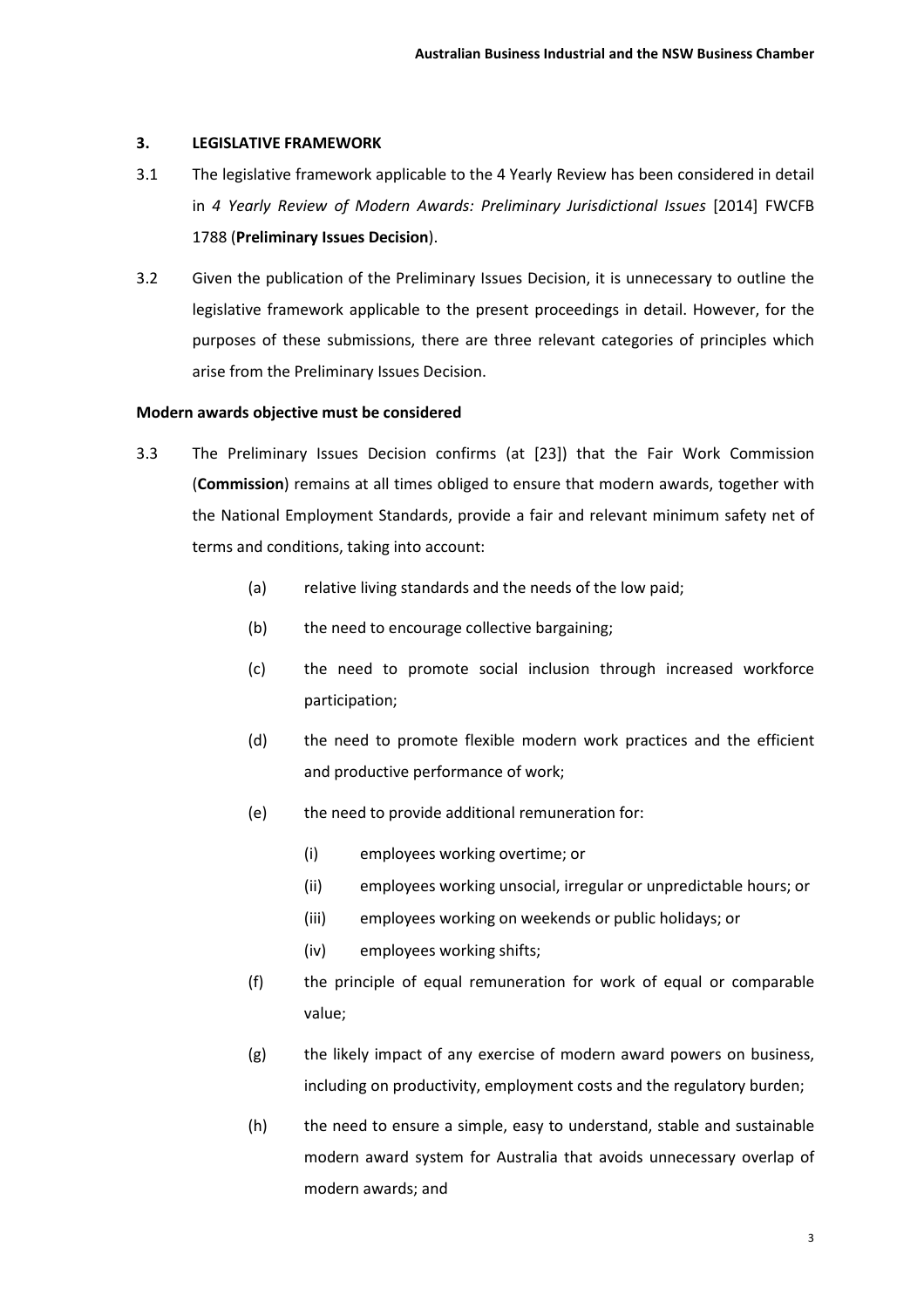## 3. LEGISLATIVE FRAMEWORK

3.1 The legislative framework applicable to the 4 Yearly Review has been considered in detail in *4 Yearly Review of Modern Awards: Preliminary Jurisdictional Issues* [2014] FWCFB 1788 (**Preliminary Issues Decision**).

3.2 Given the publication of the Preliminary Issues Decision, it is unnecessary to outline the legislative framework applicable to the present proceedings in detail. However, for the purposes of these submissions, there are three relevant categories of principles which arise from the Preliminary Issues Decision.

### Modern awards objective must be considered

3.3 The Preliminary Issues Decision confirms (at [23]) that the Fair Work Commission (**Commission**) remains at all times obliged to ensure that modern awards, together with the National Employment Standards, provide a fair and relevant minimum safety net of terms and conditions, taking into account:

(a) relative living standards and the needs of the low paid;

(b) the need to encourage collective bargaining;

(c) the need to promote social inclusion through increased workforce participation;

(d) the need to promote flexible modern work practices and the efficient and productive performance of work;

(e) the need to provide additional remuneration for:

  (i) employees working overtime; or

  (ii) employees working unsocial, irregular or unpredictable hours; or

  (iii) employees working on weekends or public holidays; or

  (iv) employees working shifts;

(f) the principle of equal remuneration for work of equal or comparable value;

(g) the likely impact of any exercise of modern award powers on business, including on productivity, employment costs and the regulatory burden;

(h) the need to ensure a simple, easy to understand, stable and sustainable modern award system for Australia that avoids unnecessary overlap of modern awards; and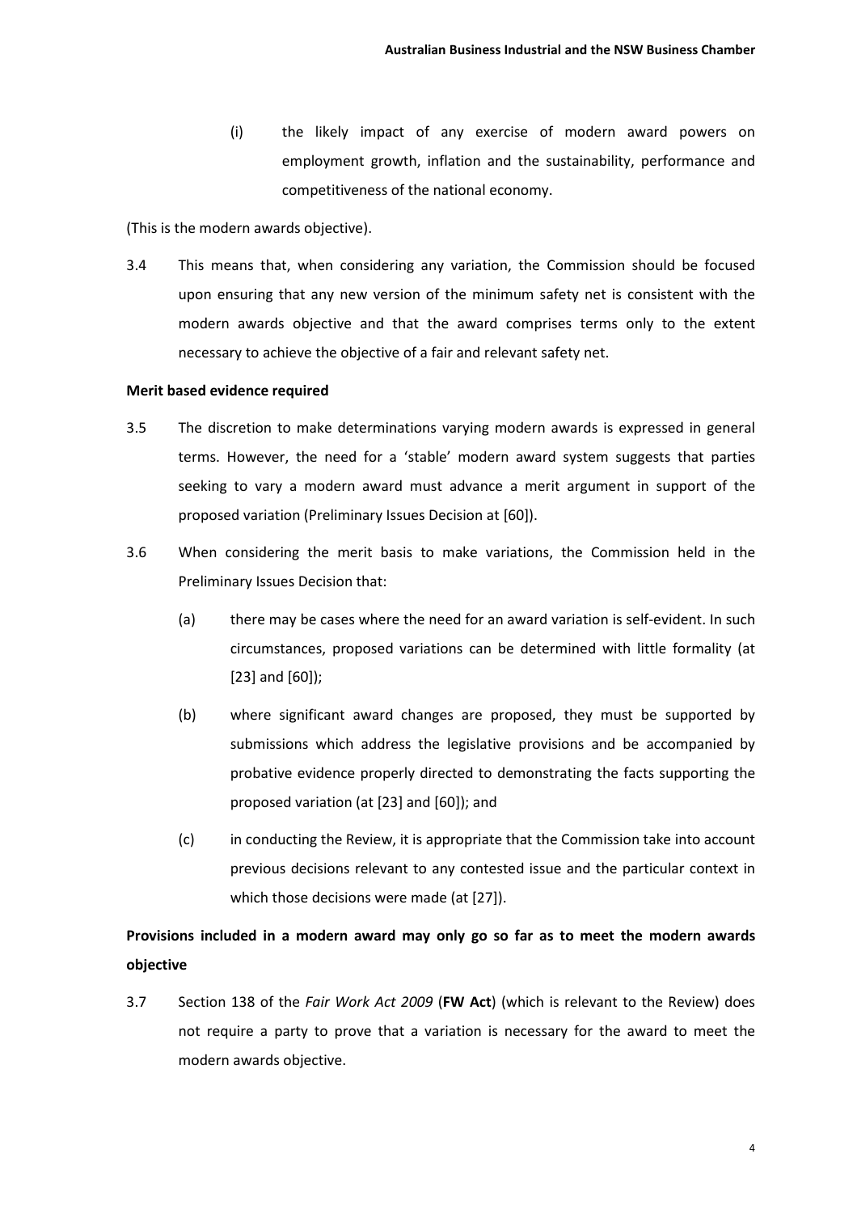(i) the likely impact of any exercise of modern award powers on employment growth, inflation and the sustainability, performance and competitiveness of the national economy.

(This is the modern awards objective).

3.4 This means that, when considering any variation, the Commission should be focused upon ensuring that any new version of the minimum safety net is consistent with the modern awards objective and that the award comprises terms only to the extent necessary to achieve the objective of a fair and relevant safety net.

**Merit based evidence required**

3.5 The discretion to make determinations varying modern awards is expressed in general terms. However, the need for a 'stable' modern award system suggests that parties seeking to vary a modern award must advance a merit argument in support of the proposed variation (Preliminary Issues Decision at [60]).

3.6 When considering the merit basis to make variations, the Commission held in the Preliminary Issues Decision that:

(a) there may be cases where the need for an award variation is self-evident. In such circumstances, proposed variations can be determined with little formality (at [23] and [60]);

(b) where significant award changes are proposed, they must be supported by submissions which address the legislative provisions and be accompanied by probative evidence properly directed to demonstrating the facts supporting the proposed variation (at [23] and [60]); and

(c) in conducting the Review, it is appropriate that the Commission take into account previous decisions relevant to any contested issue and the particular context in which those decisions were made (at [27]).

**Provisions included in a modern award may only go so far as to meet the modern awards objective**

3.7 Section 138 of the *Fair Work Act 2009* (**FW Act**) (which is relevant to the Review) does not require a party to prove that a variation is necessary for the award to meet the modern awards objective.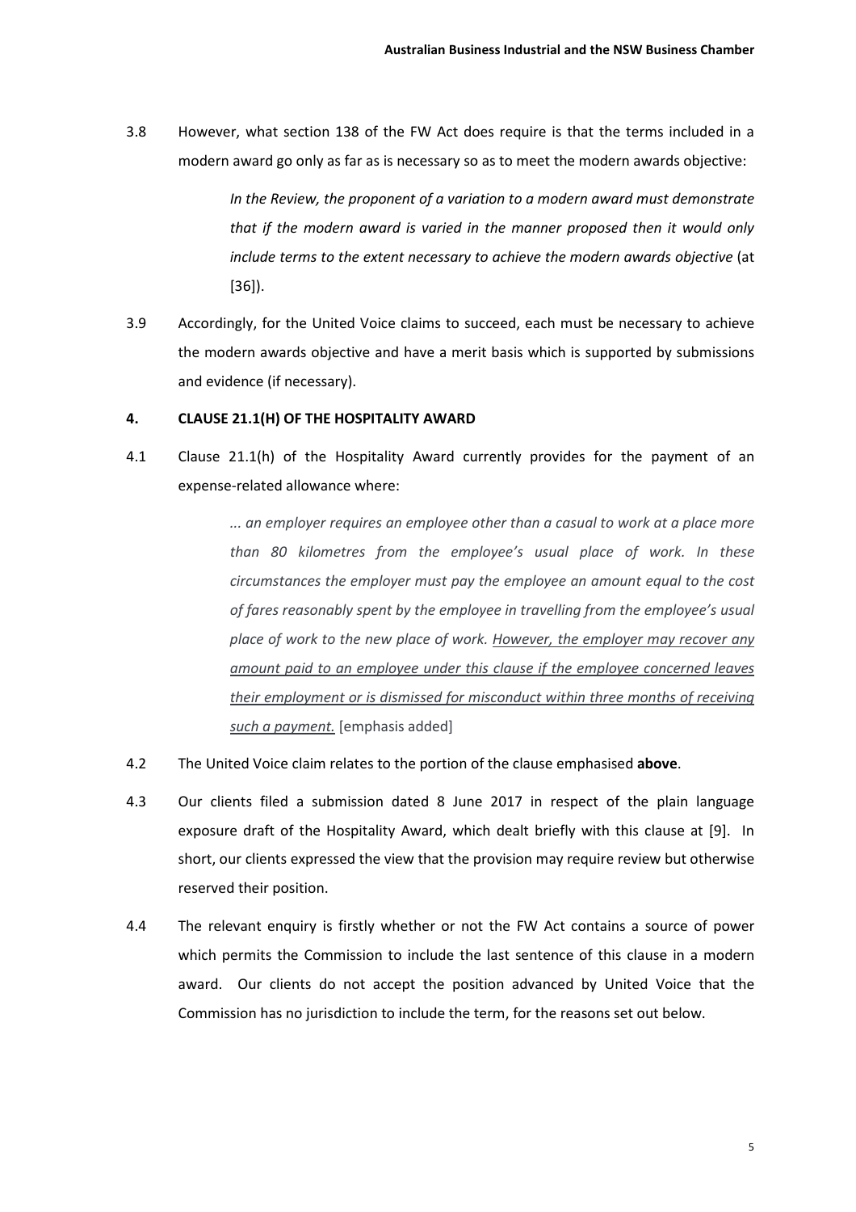3.8 However, what section 138 of the FW Act does require is that the terms included in a modern award go only as far as is necessary so as to meet the modern awards objective:

> *In the Review, the proponent of a variation to a modern award must demonstrate that if the modern award is varied in the manner proposed then it would only include terms to the extent necessary to achieve the modern awards objective* (at [36]).

3.9 Accordingly, for the United Voice claims to succeed, each must be necessary to achieve the modern awards objective and have a merit basis which is supported by submissions and evidence (if necessary).

## 4. CLAUSE 21.1(H) OF THE HOSPITALITY AWARD

4.1 Clause 21.1(h) of the Hospitality Award currently provides for the payment of an expense-related allowance where:

> *... an employer requires an employee other than a casual to work at a place more than 80 kilometres from the employee's usual place of work. In these circumstances the employer must pay the employee an amount equal to the cost of fares reasonably spent by the employee in travelling from the employee's usual place of work to the new place of work. <u>However, the employer may recover any amount paid to an employee under this clause if the employee concerned leaves their employment or is dismissed for misconduct within three months of receiving such a payment.</u>* [emphasis added]

4.2 The United Voice claim relates to the portion of the clause emphasised **above**.

4.3 Our clients filed a submission dated 8 June 2017 in respect of the plain language exposure draft of the Hospitality Award, which dealt briefly with this clause at [9]. In short, our clients expressed the view that the provision may require review but otherwise reserved their position.

4.4 The relevant enquiry is firstly whether or not the FW Act contains a source of power which permits the Commission to include the last sentence of this clause in a modern award. Our clients do not accept the position advanced by United Voice that the Commission has no jurisdiction to include the term, for the reasons set out below.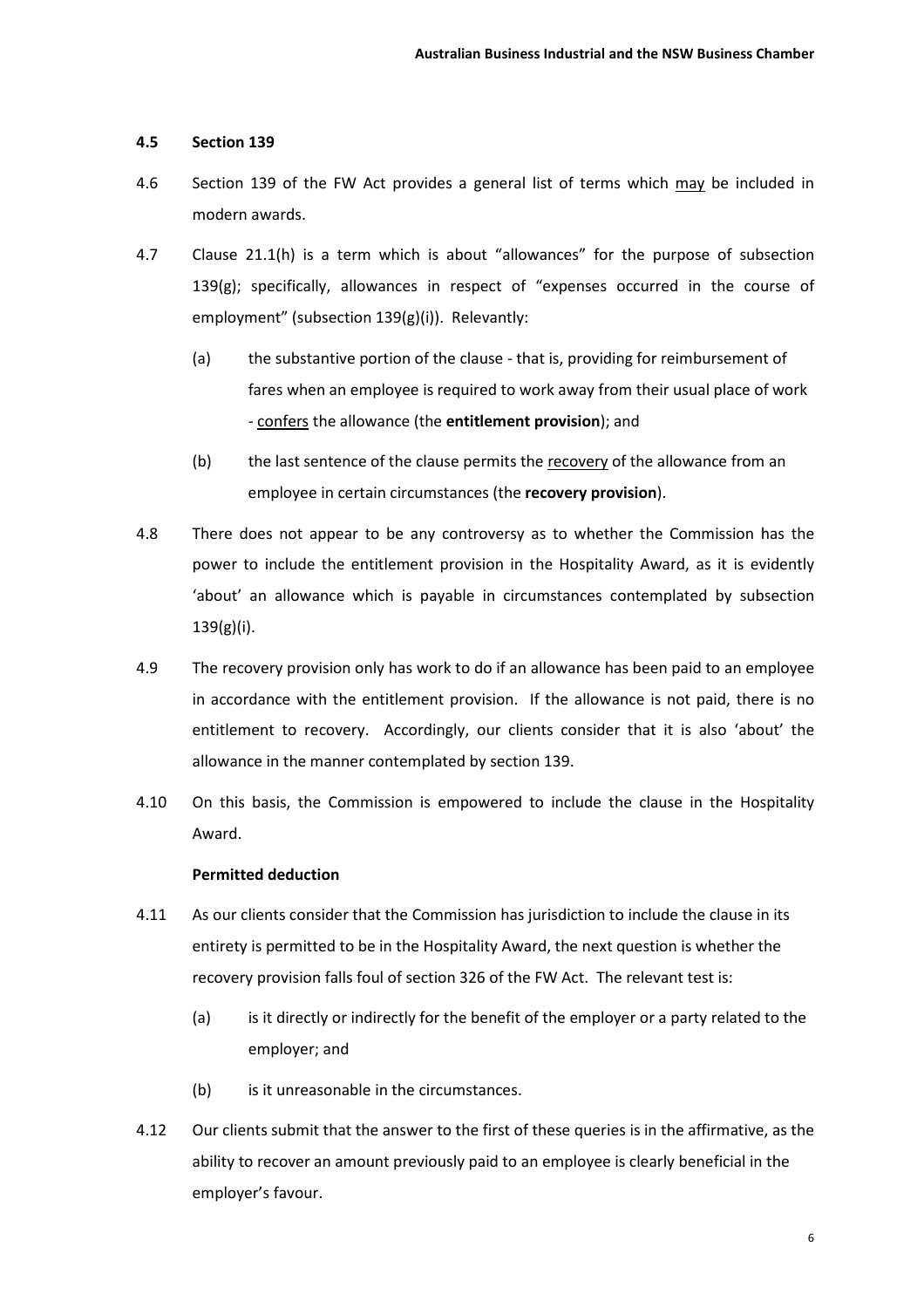### 4.5 Section 139

4.6 Section 139 of the FW Act provides a general list of terms which <u>may</u> be included in modern awards.

4.7 Clause 21.1(h) is a term which is about "allowances" for the purpose of subsection 139(g); specifically, allowances in respect of "expenses occurred in the course of employment" (subsection 139(g)(i)). Relevantly:

(a) the substantive portion of the clause - that is, providing for reimbursement of fares when an employee is required to work away from their usual place of work - <u>confers</u> the allowance (the **entitlement provision**); and

(b) the last sentence of the clause permits the <u>recovery</u> of the allowance from an employee in certain circumstances (the **recovery provision**).

4.8 There does not appear to be any controversy as to whether the Commission has the power to include the entitlement provision in the Hospitality Award, as it is evidently 'about' an allowance which is payable in circumstances contemplated by subsection 139(g)(i).

4.9 The recovery provision only has work to do if an allowance has been paid to an employee in accordance with the entitlement provision. If the allowance is not paid, there is no entitlement to recovery. Accordingly, our clients consider that it is also 'about' the allowance in the manner contemplated by section 139.

4.10 On this basis, the Commission is empowered to include the clause in the Hospitality Award.

**Permitted deduction**

4.11 As our clients consider that the Commission has jurisdiction to include the clause in its entirety is permitted to be in the Hospitality Award, the next question is whether the recovery provision falls foul of section 326 of the FW Act. The relevant test is:

(a) is it directly or indirectly for the benefit of the employer or a party related to the employer; and

(b) is it unreasonable in the circumstances.

4.12 Our clients submit that the answer to the first of these queries is in the affirmative, as the ability to recover an amount previously paid to an employee is clearly beneficial in the employer's favour.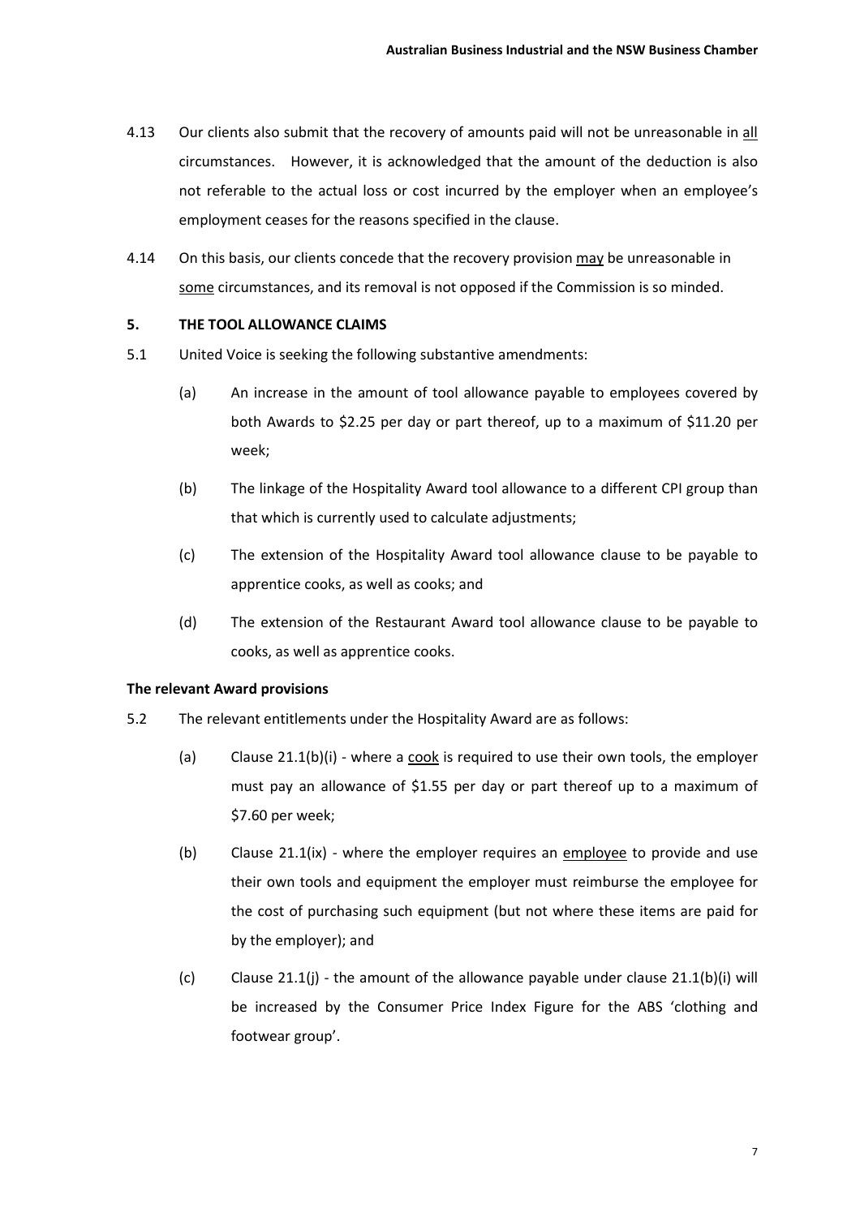4.13 Our clients also submit that the recovery of amounts paid will not be unreasonable in all circumstances. However, it is acknowledged that the amount of the deduction is also not referable to the actual loss or cost incurred by the employer when an employee's employment ceases for the reasons specified in the clause.

4.14 On this basis, our clients concede that the recovery provision may be unreasonable in some circumstances, and its removal is not opposed if the Commission is so minded.

## 5. THE TOOL ALLOWANCE CLAIMS

5.1 United Voice is seeking the following substantive amendments:

(a) An increase in the amount of tool allowance payable to employees covered by both Awards to $2.25 per day or part thereof, up to a maximum of $11.20 per week;

(b) The linkage of the Hospitality Award tool allowance to a different CPI group than that which is currently used to calculate adjustments;

(c) The extension of the Hospitality Award tool allowance clause to be payable to apprentice cooks, as well as cooks; and

(d) The extension of the Restaurant Award tool allowance clause to be payable to cooks, as well as apprentice cooks.

### The relevant Award provisions

5.2 The relevant entitlements under the Hospitality Award are as follows:

(a) Clause 21.1(b)(i) - where a cook is required to use their own tools, the employer must pay an allowance of $1.55 per day or part thereof up to a maximum of $7.60 per week;

(b) Clause 21.1(ix) - where the employer requires an employee to provide and use their own tools and equipment the employer must reimburse the employee for the cost of purchasing such equipment (but not where these items are paid for by the employer); and

(c) Clause 21.1(j) - the amount of the allowance payable under clause 21.1(b)(i) will be increased by the Consumer Price Index Figure for the ABS 'clothing and footwear group'.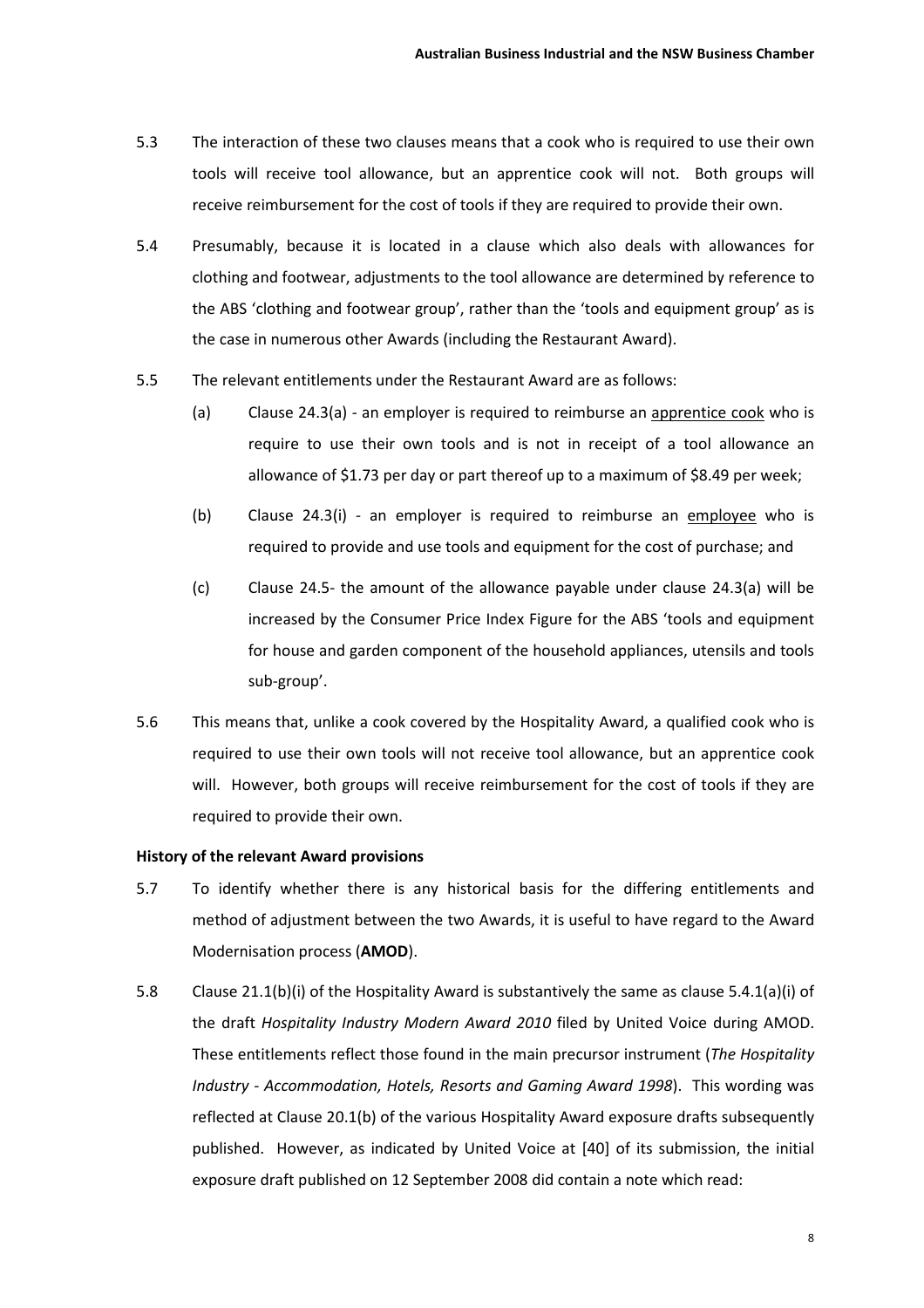5.3 The interaction of these two clauses means that a cook who is required to use their own tools will receive tool allowance, but an apprentice cook will not. Both groups will receive reimbursement for the cost of tools if they are required to provide their own.

5.4 Presumably, because it is located in a clause which also deals with allowances for clothing and footwear, adjustments to the tool allowance are determined by reference to the ABS 'clothing and footwear group', rather than the 'tools and equipment group' as is the case in numerous other Awards (including the Restaurant Award).

5.5 The relevant entitlements under the Restaurant Award are as follows:

(a) Clause 24.3(a) - an employer is required to reimburse an <u>apprentice cook</u> who is require to use their own tools and is not in receipt of a tool allowance an allowance of $1.73 per day or part thereof up to a maximum of $8.49 per week;

(b) Clause 24.3(i) - an employer is required to reimburse an <u>employee</u> who is required to provide and use tools and equipment for the cost of purchase; and

(c) Clause 24.5- the amount of the allowance payable under clause 24.3(a) will be increased by the Consumer Price Index Figure for the ABS 'tools and equipment for house and garden component of the household appliances, utensils and tools sub-group'.

5.6 This means that, unlike a cook covered by the Hospitality Award, a qualified cook who is required to use their own tools will not receive tool allowance, but an apprentice cook will. However, both groups will receive reimbursement for the cost of tools if they are required to provide their own.

**History of the relevant Award provisions**

5.7 To identify whether there is any historical basis for the differing entitlements and method of adjustment between the two Awards, it is useful to have regard to the Award Modernisation process (**AMOD**).

5.8 Clause 21.1(b)(i) of the Hospitality Award is substantively the same as clause 5.4.1(a)(i) of the draft *Hospitality Industry Modern Award 2010* filed by United Voice during AMOD. These entitlements reflect those found in the main precursor instrument (*The Hospitality Industry - Accommodation, Hotels, Resorts and Gaming Award 1998*). This wording was reflected at Clause 20.1(b) of the various Hospitality Award exposure drafts subsequently published. However, as indicated by United Voice at [40] of its submission, the initial exposure draft published on 12 September 2008 did contain a note which read: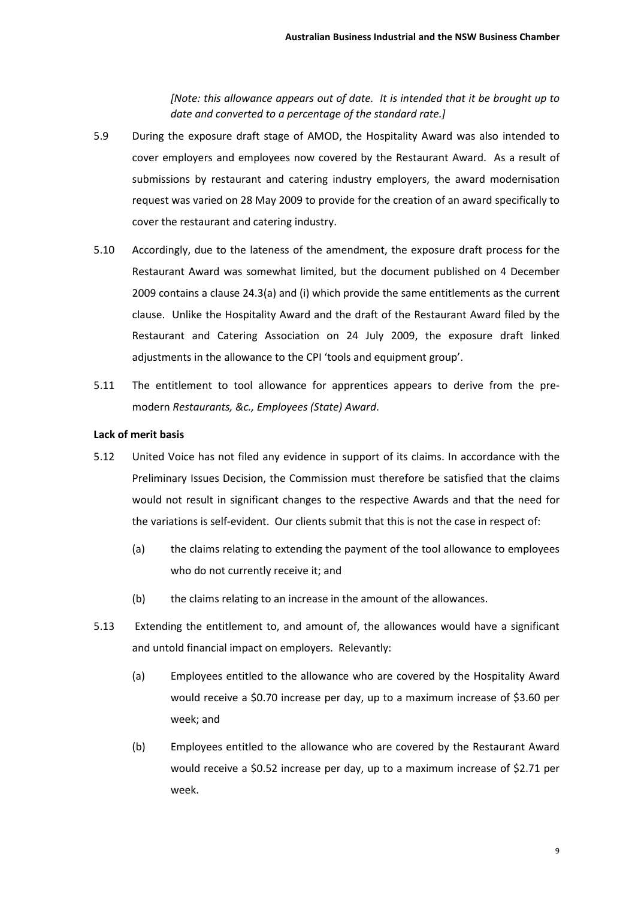*[Note: this allowance appears out of date. It is intended that it be brought up to date and converted to a percentage of the standard rate.]*

5.9 During the exposure draft stage of AMOD, the Hospitality Award was also intended to cover employers and employees now covered by the Restaurant Award. As a result of submissions by restaurant and catering industry employers, the award modernisation request was varied on 28 May 2009 to provide for the creation of an award specifically to cover the restaurant and catering industry.

5.10 Accordingly, due to the lateness of the amendment, the exposure draft process for the Restaurant Award was somewhat limited, but the document published on 4 December 2009 contains a clause 24.3(a) and (i) which provide the same entitlements as the current clause. Unlike the Hospitality Award and the draft of the Restaurant Award filed by the Restaurant and Catering Association on 24 July 2009, the exposure draft linked adjustments in the allowance to the CPI 'tools and equipment group'.

5.11 The entitlement to tool allowance for apprentices appears to derive from the pre-modern *Restaurants, &c., Employees (State) Award*.

**Lack of merit basis**

5.12 United Voice has not filed any evidence in support of its claims. In accordance with the Preliminary Issues Decision, the Commission must therefore be satisfied that the claims would not result in significant changes to the respective Awards and that the need for the variations is self-evident. Our clients submit that this is not the case in respect of:

(a) the claims relating to extending the payment of the tool allowance to employees who do not currently receive it; and

(b) the claims relating to an increase in the amount of the allowances.

5.13 Extending the entitlement to, and amount of, the allowances would have a significant and untold financial impact on employers. Relevantly:

(a) Employees entitled to the allowance who are covered by the Hospitality Award would receive a $0.70 increase per day, up to a maximum increase of $3.60 per week; and

(b) Employees entitled to the allowance who are covered by the Restaurant Award would receive a $0.52 increase per day, up to a maximum increase of $2.71 per week.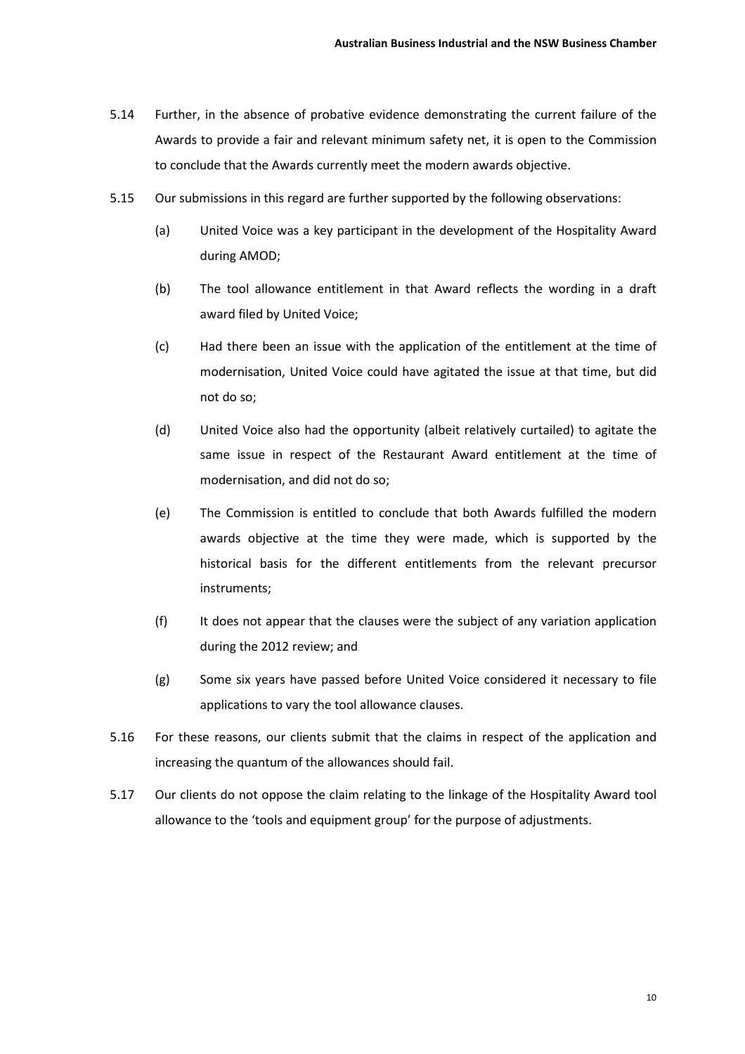5.14 Further, in the absence of probative evidence demonstrating the current failure of the Awards to provide a fair and relevant minimum safety net, it is open to the Commission to conclude that the Awards currently meet the modern awards objective.

5.15 Our submissions in this regard are further supported by the following observations:

(a) United Voice was a key participant in the development of the Hospitality Award during AMOD;

(b) The tool allowance entitlement in that Award reflects the wording in a draft award filed by United Voice;

(c) Had there been an issue with the application of the entitlement at the time of modernisation, United Voice could have agitated the issue at that time, but did not do so;

(d) United Voice also had the opportunity (albeit relatively curtailed) to agitate the same issue in respect of the Restaurant Award entitlement at the time of modernisation, and did not do so;

(e) The Commission is entitled to conclude that both Awards fulfilled the modern awards objective at the time they were made, which is supported by the historical basis for the different entitlements from the relevant precursor instruments;

(f) It does not appear that the clauses were the subject of any variation application during the 2012 review; and

(g) Some six years have passed before United Voice considered it necessary to file applications to vary the tool allowance clauses.

5.16 For these reasons, our clients submit that the claims in respect of the application and increasing the quantum of the allowances should fail.

5.17 Our clients do not oppose the claim relating to the linkage of the Hospitality Award tool allowance to the 'tools and equipment group' for the purpose of adjustments.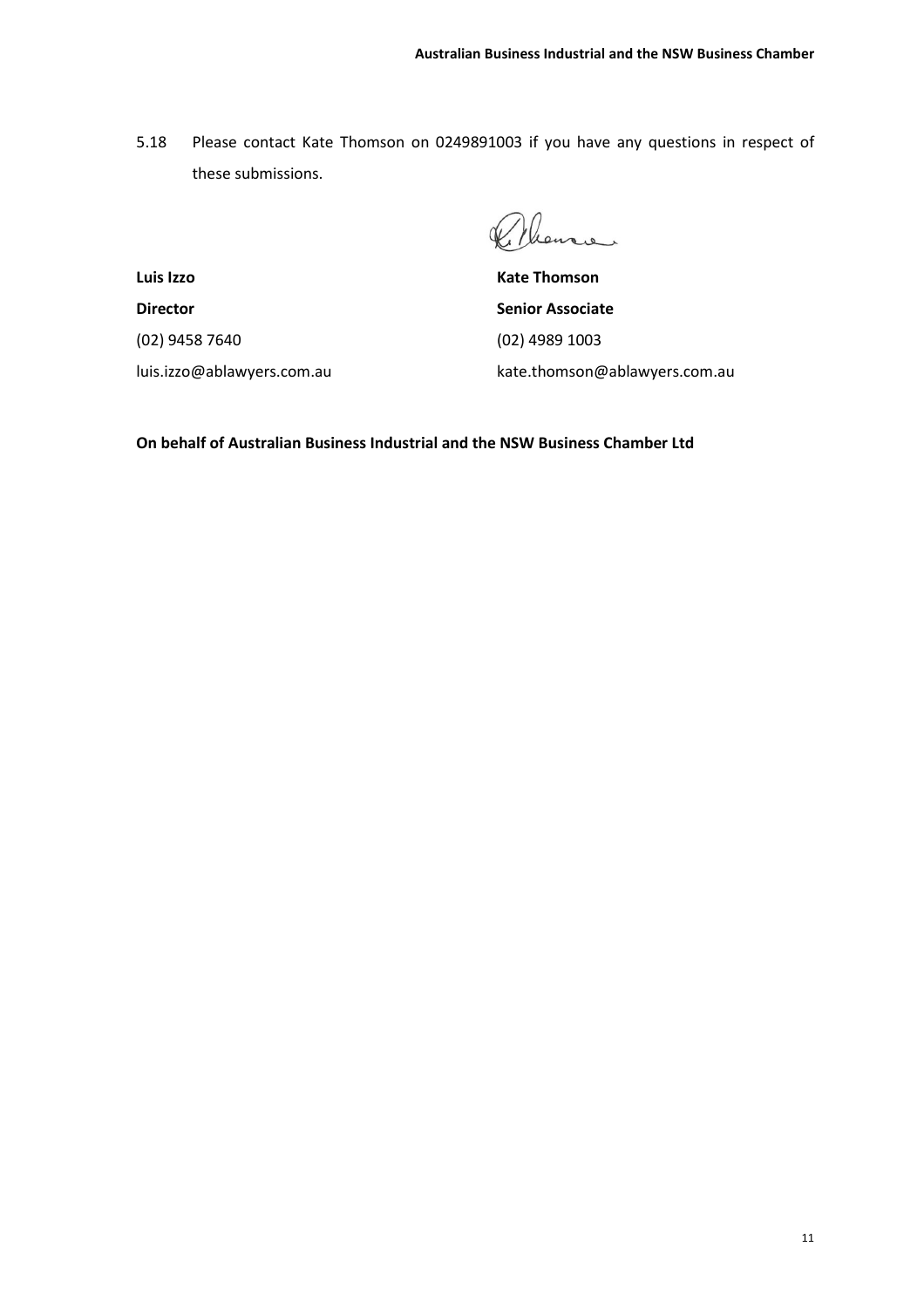5.18 Please contact Kate Thomson on 0249891003 if you have any questions in respect of these submissions.

| | |
|---|---|
| **Luis Izzo** | **Kate Thomson** |
| **Director** | **Senior Associate** |
| (02) 9458 7640 | (02) 4989 1003 |
| luis.izzo@ablawyers.com.au | kate.thomson@ablawyers.com.au |

**On behalf of Australian Business Industrial and the NSW Business Chamber Ltd**